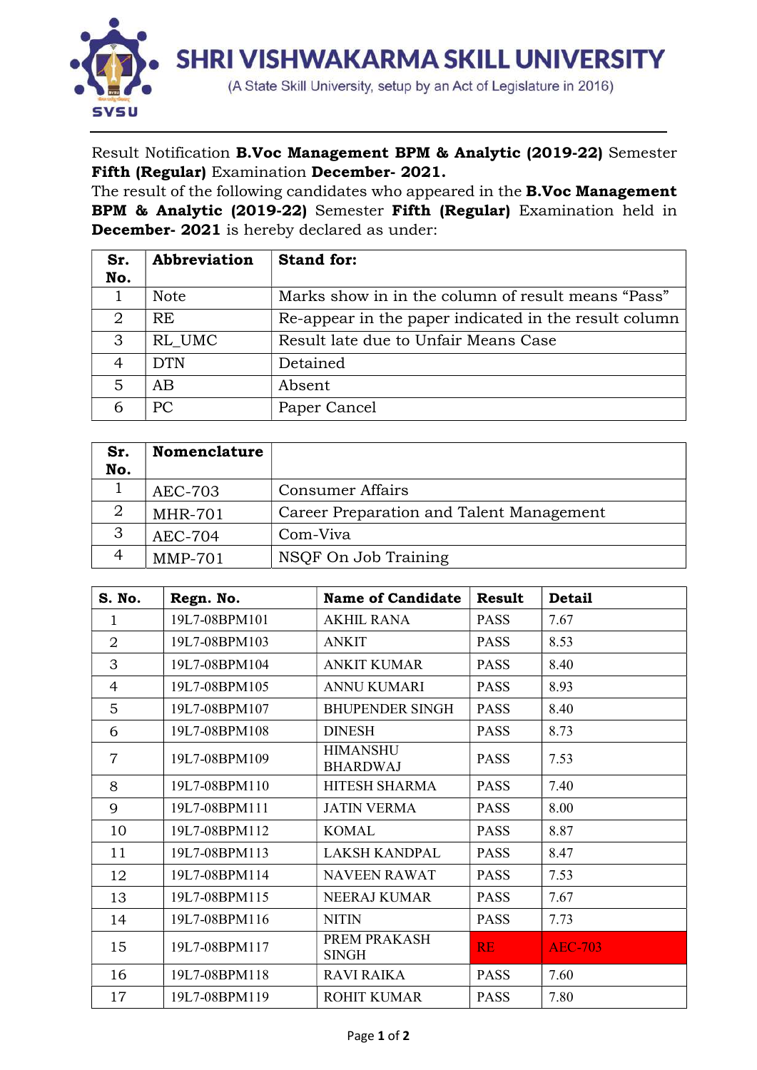# SHRI VISHWAKARMA SKILL UNIVERSITY

(A State Skill University, setup by an Act of Legislature in 2016)

Result Notification **B.Voc Management BPM & Analytic (2019-22)** Semester **Fifth (Regular)** Examination **December- 2021.**

The result of the following candidates who appeared in the **B.Voc Management BPM & Analytic (2019-22)** Semester **Fifth (Regular)** Examination held in **December- 2021** is hereby declared as under:

| Sr. No. | Abbreviation | Stand for: |
|---|---|---|
| 1 | Note | Marks show in in the column of result means "Pass" |
| 2 | RE | Re-appear in the paper indicated in the result column |
| 3 | RL_UMC | Result late due to Unfair Means Case |
| 4 | DTN | Detained |
| 5 | AB | Absent |
| 6 | PC | Paper Cancel |

| Sr. No. | Nomenclature | |
|---|---|---|
| 1 | AEC-703 | Consumer Affairs |
| 2 | MHR-701 | Career Preparation and Talent Management |
| 3 | AEC-704 | Com-Viva |
| 4 | MMP-701 | NSQF On Job Training |

| S. No. | Regn. No. | Name of Candidate | Result | Detail |
|---|---|---|---|---|
| 1 | 19L7-08BPM101 | AKHIL RANA | PASS | 7.67 |
| 2 | 19L7-08BPM103 | ANKIT | PASS | 8.53 |
| 3 | 19L7-08BPM104 | ANKIT KUMAR | PASS | 8.40 |
| 4 | 19L7-08BPM105 | ANNU KUMARI | PASS | 8.93 |
| 5 | 19L7-08BPM107 | BHUPENDER SINGH | PASS | 8.40 |
| 6 | 19L7-08BPM108 | DINESH | PASS | 8.73 |
| 7 | 19L7-08BPM109 | HIMANSHU BHARDWAJ | PASS | 7.53 |
| 8 | 19L7-08BPM110 | HITESH SHARMA | PASS | 7.40 |
| 9 | 19L7-08BPM111 | JATIN VERMA | PASS | 8.00 |
| 10 | 19L7-08BPM112 | KOMAL | PASS | 8.87 |
| 11 | 19L7-08BPM113 | LAKSH KANDPAL | PASS | 8.47 |
| 12 | 19L7-08BPM114 | NAVEEN RAWAT | PASS | 7.53 |
| 13 | 19L7-08BPM115 | NEERAJ KUMAR | PASS | 7.67 |
| 14 | 19L7-08BPM116 | NITIN | PASS | 7.73 |
| 15 | 19L7-08BPM117 | PREM PRAKASH SINGH | RE | AEC-703 |
| 16 | 19L7-08BPM118 | RAVI RAIKA | PASS | 7.60 |
| 17 | 19L7-08BPM119 | ROHIT KUMAR | PASS | 7.80 |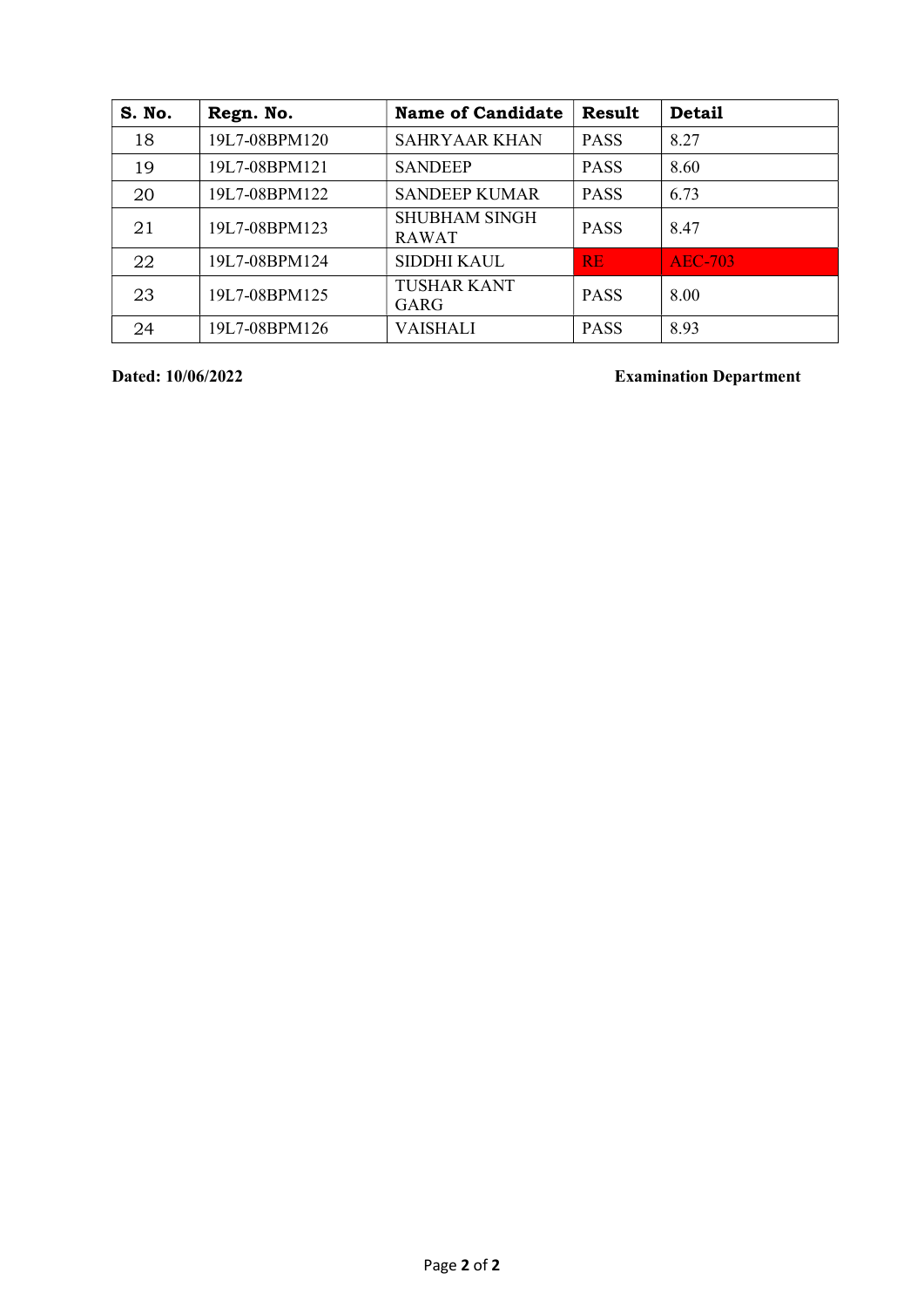| S. No. | Regn. No. | Name of Candidate | Result | Detail |
|---|---|---|---|---|
| 18 | 19L7-08BPM120 | SAHRYAAR KHAN | PASS | 8.27 |
| 19 | 19L7-08BPM121 | SANDEEP | PASS | 8.60 |
| 20 | 19L7-08BPM122 | SANDEEP KUMAR | PASS | 6.73 |
| 21 | 19L7-08BPM123 | SHUBHAM SINGH RAWAT | PASS | 8.47 |
| 22 | 19L7-08BPM124 | SIDDHI KAUL | RE | AEC-703 |
| 23 | 19L7-08BPM125 | TUSHAR KANT GARG | PASS | 8.00 |
| 24 | 19L7-08BPM126 | VAISHALI | PASS | 8.93 |

**Dated: 10/06/2022** **Examination Department**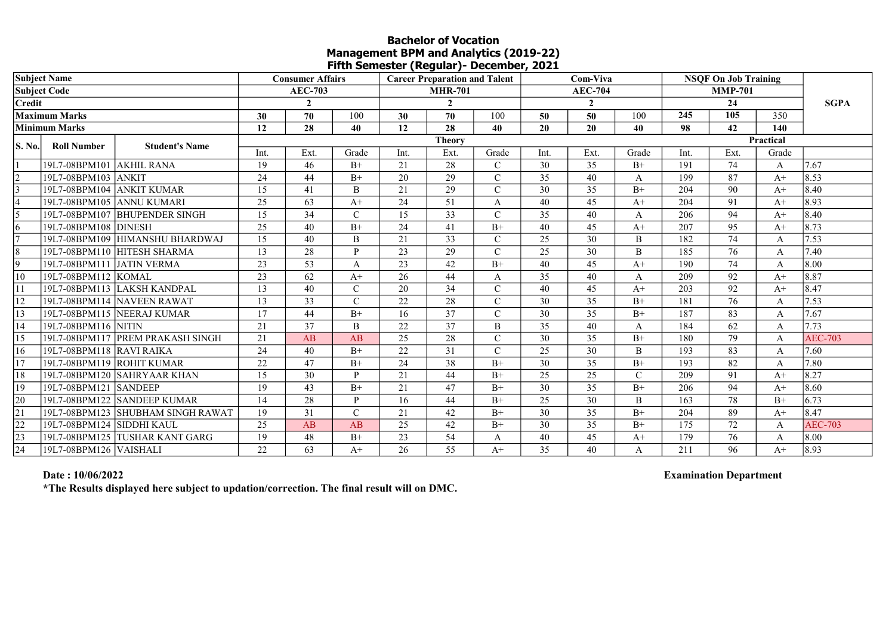# Bachelor of Vocation
## Management BPM and Analytics (2019-22)
### Fifth Semester (Regular)- December, 2021

| Subject Name | | | Consumer Affairs | | | Career Preparation and Talent | | | Com-Viva | | | NSQF On Job Training | | | SGPA |
|---|---|---|---|---|---|---|---|---|---|---|---|---|---|---|---|
| Subject Code | | | AEC-703 | | | MHR-701 | | | AEC-704 | | | MMP-701 | | | |
| Credit | | | 2 | | | 2 | | | 2 | | | 24 | | | |
| Maximum Marks | | | 30 | 70 | 100 | 30 | 70 | 100 | 50 | 50 | 100 | 245 | 105 | 350 | |
| Minimum Marks | | | 12 | 28 | 40 | 12 | 28 | 40 | 20 | 20 | 40 | 98 | 42 | 140 | |
| S. No. | Roll Number | Student's Name | Theory | | | | | | | | | Practical | | | |
| | | | Int. | Ext. | Grade | Int. | Ext. | Grade | Int. | Ext. | Grade | Int. | Ext. | Grade | |
| 1 | 19L7-08BPM101 | AKHIL RANA | 19 | 46 | B+ | 21 | 28 | C | 30 | 35 | B+ | 191 | 74 | A | 7.67 |
| 2 | 19L7-08BPM103 | ANKIT | 24 | 44 | B+ | 20 | 29 | C | 35 | 40 | A | 199 | 87 | A+ | 8.53 |
| 3 | 19L7-08BPM104 | ANKIT KUMAR | 15 | 41 | B | 21 | 29 | C | 30 | 35 | B+ | 204 | 90 | A+ | 8.40 |
| 4 | 19L7-08BPM105 | ANNU KUMARI | 25 | 63 | A+ | 24 | 51 | A | 40 | 45 | A+ | 204 | 91 | A+ | 8.93 |
| 5 | 19L7-08BPM107 | BHUPENDER SINGH | 15 | 34 | C | 15 | 33 | C | 35 | 40 | A | 206 | 94 | A+ | 8.40 |
| 6 | 19L7-08BPM108 | DINESH | 25 | 40 | B+ | 24 | 41 | B+ | 40 | 45 | A+ | 207 | 95 | A+ | 8.73 |
| 7 | 19L7-08BPM109 | HIMANSHU BHARDWAJ | 15 | 40 | B | 21 | 33 | C | 25 | 30 | B | 182 | 74 | A | 7.53 |
| 8 | 19L7-08BPM110 | HITESH SHARMA | 13 | 28 | P | 23 | 29 | C | 25 | 30 | B | 185 | 76 | A | 7.40 |
| 9 | 19L7-08BPM111 | JATIN VERMA | 23 | 53 | A | 23 | 42 | B+ | 40 | 45 | A+ | 190 | 74 | A | 8.00 |
| 10 | 19L7-08BPM112 | KOMAL | 23 | 62 | A+ | 26 | 44 | A | 35 | 40 | A | 209 | 92 | A+ | 8.87 |
| 11 | 19L7-08BPM113 | LAKSH KANDPAL | 13 | 40 | C | 20 | 34 | C | 40 | 45 | A+ | 203 | 92 | A+ | 8.47 |
| 12 | 19L7-08BPM114 | NAVEEN RAWAT | 13 | 33 | C | 22 | 28 | C | 30 | 35 | B+ | 181 | 76 | A | 7.53 |
| 13 | 19L7-08BPM115 | NEERAJ KUMAR | 17 | 44 | B+ | 16 | 37 | C | 30 | 35 | B+ | 187 | 83 | A | 7.67 |
| 14 | 19L7-08BPM116 | NITIN | 21 | 37 | B | 22 | 37 | B | 35 | 40 | A | 184 | 62 | A | 7.73 |
| 15 | 19L7-08BPM117 | PREM PRAKASH SINGH | 21 | AB | AB | 25 | 28 | C | 30 | 35 | B+ | 180 | 79 | A | AEC-703 |
| 16 | 19L7-08BPM118 | RAVI RAIKA | 24 | 40 | B+ | 22 | 31 | C | 25 | 30 | B | 193 | 83 | A | 7.60 |
| 17 | 19L7-08BPM119 | ROHIT KUMAR | 22 | 47 | B+ | 24 | 38 | B+ | 30 | 35 | B+ | 193 | 82 | A | 7.80 |
| 18 | 19L7-08BPM120 | SAHRYAAR KHAN | 15 | 30 | P | 21 | 44 | B+ | 25 | 25 | C | 209 | 91 | A+ | 8.27 |
| 19 | 19L7-08BPM121 | SANDEEP | 19 | 43 | B+ | 21 | 47 | B+ | 30 | 35 | B+ | 206 | 94 | A+ | 8.60 |
| 20 | 19L7-08BPM122 | SANDEEP KUMAR | 14 | 28 | P | 16 | 44 | B+ | 25 | 30 | B | 163 | 78 | B+ | 6.73 |
| 21 | 19L7-08BPM123 | SHUBHAM SINGH RAWAT | 19 | 31 | C | 21 | 42 | B+ | 30 | 35 | B+ | 204 | 89 | A+ | 8.47 |
| 22 | 19L7-08BPM124 | SIDDHI KAUL | 25 | AB | AB | 25 | 42 | B+ | 30 | 35 | B+ | 175 | 72 | A | AEC-703 |
| 23 | 19L7-08BPM125 | TUSHAR KANT GARG | 19 | 48 | B+ | 23 | 54 | A | 40 | 45 | A+ | 179 | 76 | A | 8.00 |
| 24 | 19L7-08BPM126 | VAISHALI | 22 | 63 | A+ | 26 | 55 | A+ | 35 | 40 | A | 211 | 96 | A+ | 8.93 |

**Date : 10/06/2022**

**Examination Department**

**\*The Results displayed here subject to updation/correction. The final result will on DMC.**